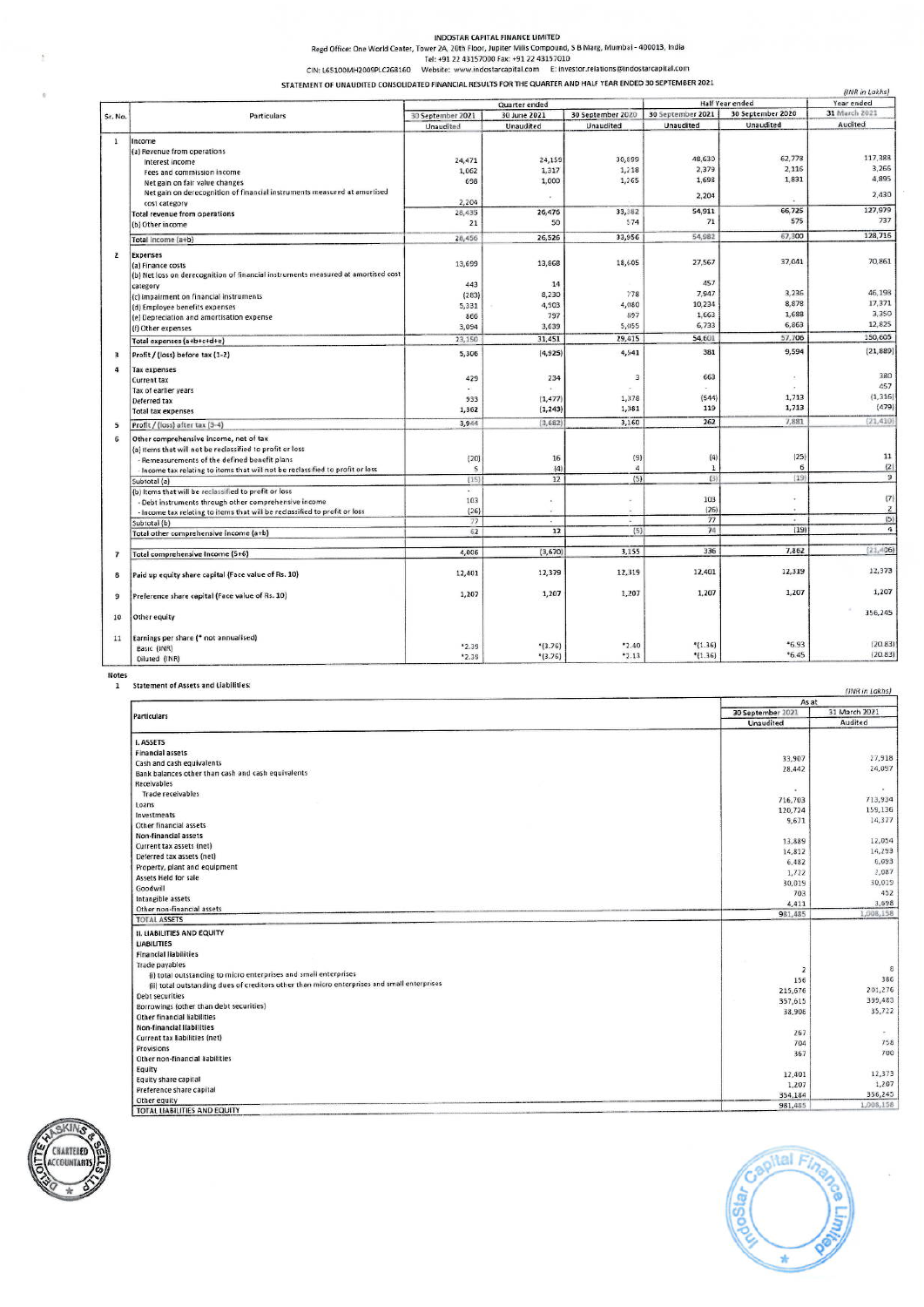INDOSTAR CAPITAL FINANCE LIMITED

Regd Office: One World Center, Tower 2A, 20th Floor, Jupiter Mills Compound, S B Marg, Mumbai - 400013, India

Tel: +91 22 43157000 Fax: +91 22 43157010

CIN: L65100MH2009PLC268160 Website: www.indostarcapital.com E: investor.relations@indostarcapital.com

STATEMENT OF UNAUDITED CONSOLIDATED FINANCIAL RESULTS FOR THE QUARTER AND HALF YEAR ENDED 30 SEPTEMBER 2021

(INR in Lakhs)

| Sr. No. | Particulars | Quarter ended | | | Half Year ended | | Year ended |
|---|---|---|---|---|---|---|---|
| | | 30 September 2021 | 30 June 2021 | 30 September 2020 | 30 September 2021 | 30 September 2020 | 31 March 2021 |
| | | Unaudited | Unaudited | Unaudited | Unaudited | Unaudited | Audited |
| 1 | Income | | | | | | |
| | (a) Revenue from operations | | | | | | |
| | Interest income | 24,471 | 24,159 | 30,899 | 48,630 | 62,778 | 117,388 |
| | Fees and commission income | 1,062 | 1,317 | 1,218 | 2,379 | 2,116 | 3,266 |
| | Net gain on fair value changes | 698 | 1,000 | 1,265 | 1,698 | 1,831 | 4,895 |
| | Net gain on derecognition of financial instruments measured at amortised cost category | 2,204 | - | | 2,204 | - | 2,430 |
| | Total revenue from operations | 28,435 | 26,476 | 33,382 | 54,911 | 66,725 | 127,979 |
| | (b) Other income | 21 | 50 | 574 | 71 | 575 | 737 |
| | Total income (a+b) | 28,456 | 26,526 | 33,956 | 54,982 | 67,300 | 128,716 |
| 2 | Expenses | | | | | | |
| | (a) Finance costs | 13,699 | 13,868 | 18,605 | 27,567 | 37,041 | 70,861 |
| | (b) Net loss on derecognition of financial instruments measured at amortised cost category | 443 | 14 | | 457 | | |
| | (c) Impairment on financial instruments | (283) | 8,230 | 778 | 7,947 | 3,236 | 46,198 |
| | (d) Employee benefits expenses | 5,331 | 4,903 | 4,080 | 10,234 | 8,878 | 17,371 |
| | (e) Depreciation and amortisation expense | 866 | 797 | 897 | 1,663 | 1,688 | 3,350 |
| | (f) Other expenses | 3,094 | 3,639 | 5,055 | 6,733 | 6,863 | 12,825 |
| | Total expenses (a+b+c+d+e) | 23,150 | 31,451 | 29,415 | 54,601 | 57,706 | 150,605 |
| 3 | Profit / (loss) before tax (1-2) | 5,306 | (4,925) | 4,541 | 381 | 9,594 | (21,889) |
| 4 | Tax expenses | | | | | | |
| | Current tax | 429 | 234 | 3 | 663 | - | 380 |
| | Tax of earlier years | - | - | - | - | - | 457 |
| | Deferred tax | 933 | (1,477) | 1,378 | (544) | 1,713 | (1,316) |
| | Total tax expenses | 1,362 | (1,243) | 1,381 | 119 | 1,713 | (479) |
| 5 | Profit / (loss) after tax (3-4) | 3,944 | (3,682) | 3,160 | 262 | 7,881 | (21,410) |
| 6 | Other comprehensive income, net of tax | | | | | | |
| | (a) Items that will not be reclassified to profit or loss | | | | | | |
| | - Remeasurements of the defined benefit plans | (20) | 16 | (9) | (4) | (25) | 11 |
| | - Income tax relating to items that will not be reclassified to profit or loss | 5 | (4) | 4 | 1 | 6 | (2) |
| | Subtotal (a) | (15) | 12 | (5) | (3) | (19) | 9 |
| | (b) Items that will be reclassified to profit or loss | - | | | | | |
| | - Debt instruments through other comprehensive income | 103 | - | - | 103 | - | (7) |
| | - Income tax relating to items that will be reclassified to profit or loss | (26) | - | - | (26) | - | 2 |
| | Subtotal (b) | 77 | - | - | 77 | - | (5) |
| | Total other comprehensive income (a+b) | 62 | 12 | (5) | 74 | (19) | 4 |
| 7 | Total comprehensive income (5+6) | 4,006 | (3,670) | 3,155 | 336 | 7,862 | (21,406) |
| 8 | Paid up equity share capital (Face value of Rs. 10) | 12,401 | 12,379 | 12,319 | 12,401 | 12,319 | 12,373 |
| 9 | Preference share capital (Face value of Rs. 10) | 1,207 | 1,207 | 1,207 | 1,207 | 1,207 | 1,207 |
| 10 | Other equity | | | | | | 356,245 |
| 11 | Earnings per share (* not annualised) | | | | | | |
| | Basic (INR) | *2.39 | *(3.76) | *2.40 | *(1.36) | *6.93 | (20.83) |
| | Diluted (INR) | *2.39 | *(3.76) | *2.13 | *(1.36) | *6.45 | (20.83) |

Notes

1 Statement of Assets and Liabilities:

(INR in Lakhs)

| Particulars | As at | |
|---|---|---|
| | 30 September 2021 | 31 March 2021 |
| | Unaudited | Audited |
| I. ASSETS | | |
| Financial assets | | |
| Cash and cash equivalents | 33,907 | 27,918 |
| Bank balances other than cash and cash equivalents | 28,442 | 24,057 |
| Receivables | | |
| Trade receivables | - | - |
| Loans | 716,703 | 713,934 |
| Investments | 120,724 | 159,136 |
| Other financial assets | 9,671 | 14,377 |
| Non-financial assets | | |
| Current tax assets (net) | 13,889 | 12,054 |
| Deferred tax assets (net) | 14,812 | 14,293 |
| Property, plant and equipment | 6,482 | 6,093 |
| Assets Held for sale | 1,722 | 2,087 |
| Goodwill | 30,019 | 30,019 |
| Intangible assets | 703 | 452 |
| Other non-financial assets | 4,411 | 3,698 |
| TOTAL ASSETS | 981,485 | 1,008,158 |
| II. LIABILITIES AND EQUITY | | |
| LIABILITIES | | |
| Financial liabilities | | |
| Trade payables | | |
| (i) total outstanding to micro enterprises and small enterprises | 2 | 8 |
| (ii) total outstanding dues of creditors other than micro enterprises and small enterprises | 156 | 386 |
| Debt securities | 215,676 | 201,276 |
| Borrowings (other than debt securities) | 357,615 | 399,483 |
| Other financial liabilities | 38,906 | 35,722 |
| Non-financial liabilities | | |
| Current tax liabilities (net) | 267 | - |
| Provisions | 704 | 758 |
| Other non-financial liabilities | 367 | 700 |
| Equity | | |
| Equity share capital | 12,401 | 12,373 |
| Preference share capital | 1,207 | 1,207 |
| Other equity | 354,184 | 356,245 |
| TOTAL LIABILITIES AND EQUITY | 981,485 | 1,008,158 |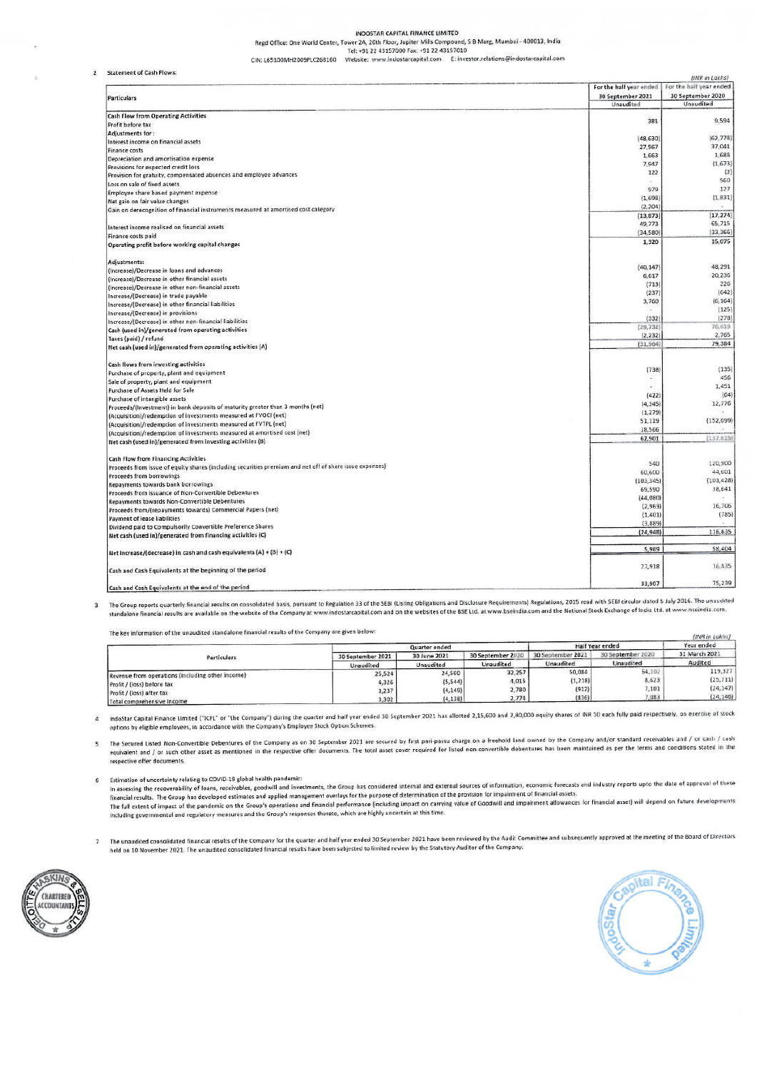INDOSTAR CAPITAL FINANCE LIMITED

Regd Office: One World Center, Tower 2A, 20th Floor, Jupiter Mills Compound, S B Marg, Mumbai - 400013, India

Tel: +91 22 43157000 Fax: +91 22 43157010

CIN: L65100MH2009PLC268160 Website: www.indostarcapital.com E: investor.relations@indostarcapital.com

2 Statement of Cash Flows:

(INR in Lakhs)

| Particulars | For the half year ended 30 September 2021 Unaudited | For the half year ended 30 September 2020 Unaudited |
|---|---|---|
| **Cash Flow from Operating Activities** | | |
| Profit before tax | 381 | 9,594 |
| Adjustments for : | | |
| Interest income on financial assets | (48,630) | (62,778) |
| Finance costs | 27,567 | 37,041 |
| Depreciation and amortisation expense | 1,663 | 1,688 |
| Provisions for expected credit loss | 7,947 | (1,673) |
| Provision for gratuity, compensated absences and employee advances | 122 | (2) |
| Loss on sale of fixed assets | - | 560 |
| Employee share based payment expense | 979 | 127 |
| Net gain on fair value changes | (1,698) | (1,831) |
| Gain on derecognition of financial instruments measured at amortised cost category | (2,204) | - |
| | (13,873) | (17,274) |
| Interest income realised on financial assets | 49,773 | 65,715 |
| Finance costs paid | (34,580) | (33,366) |
| **Operating profit before working capital changes** | 1,320 | 15,075 |
| | | |
| **Adjustments:** | | |
| (Increase)/Decrease in loans and advances | (40,147) | 48,291 |
| (Increase)/Decrease in other financial assets | 6,617 | 20,236 |
| (Increase)/Decrease in other non-financial assets | (713) | 226 |
| Increase/(Decrease) in trade payable | (237) | (642) |
| Increase/(Decrease) in other financial liabilities | 3,760 | (6,164) |
| Increase/(Decrease) in provisions | - | (125) |
| Increase/(Decrease) in other non-financial liabilities | (332) | (278) |
| Cash (used in)/generated from operating activities | (29,732) | 76,619 |
| Taxes (paid) / refund | (2,232) | 2,765 |
| **Net cash (used in)/generated from operating activities (A)** | (31,964) | 79,384 |
| | | |
| **Cash flows from investing activities** | | |
| Purchase of property, plant and equipment | (738) | (135) |
| Sale of property, plant and equipment | - | 456 |
| Purchase of Assets Held for Sale | - | 1,451 |
| Purchase of intangible assets | (422) | (64) |
| Proceeds/(Investment) in bank deposits of maturity greater than 3 months (net) | (4,345) | 12,776 |
| (Acquisition)/redemption of investments measured at FVOCI (net) | (1,279) | - |
| (Acquisition)/redemption of investments measured at FVTPL (net) | 51,119 | (152,099) |
| (Acquisition)/redemption of investments measured at amortised cost (net) | 18,566 | - |
| **Net cash (used in)/generated from investing activities (B)** | 62,901 | (137,615) |
| | | |
| **Cash Flow from Financing Activities** | | |
| Proceeds from issue of equity shares (including securities premium and net off of share issue expenses) | 540 | 120,900 |
| Proceeds from borrowings | 60,600 | 44,601 |
| Repayments towards bank borrowings | (103,345) | (103,428) |
| Proceeds from issuance of Non-Convertible Debentures | 69,590 | 38,641 |
| Repayments towards Non-Convertible Debentures | (44,080) | - |
| Proceeds from/(repayments towards) Commercial Papers (net) | (2,963) | 16,706 |
| Payment of lease liabilities | (1,401) | (785) |
| Dividend paid to Compulsorily Convertible Preference Shares | (3,889) | - |
| **Net cash (used in)/generated from financing activities (C)** | (24,948) | 116,635 |
| | | |
| **Net increase/(decrease) in cash and cash equivalents (A) + (B) + (C)** | 5,989 | 58,404 |
| | | |
| Cash and Cash Equivalents at the beginning of the period | 27,918 | 16,835 |
| | | |
| **Cash and Cash Equivalents at the end of the period** | 33,907 | 75,239 |

3 The Group reports quarterly financial results on consolidated basis, pursuant to Regulation 33 of the SEBI (Listing Obligations and Disclosure Requirements) Regulations, 2015 read with SEBI circular dated 5 July 2016. The unaudited standalone financial results are available on the website of the Company at www.indostarcapital.com and on the websites of the BSE Ltd. at www.bseindia.com and the National Stock Exchange of India Ltd. at www.nseindia.com.

The key information of the unaudited standalone financial results of the Company are given below:

(INR in Lakhs)

| Particulars | Quarter ended | | | Half Year ended | | Year ended |
|---|---|---|---|---|---|---|
| | 30 September 2021 | 30 June 2021 | 30 September 2020 | 30 September 2021 | 30 September 2020 | 31 March 2021 |
| | Unaudited | Unaudited | Unaudited | Unaudited | Unaudited | Audited |
| Revenue from operations (including other income) | 25,524 | 24,560 | 32,257 | 50,084 | 64,102 | 119,327 |
| Profit / (loss) before tax | 4,326 | (5,544) | 4,015 | (1,218) | 8,623 | (25,711) |
| Profit / (loss) after tax | 3,237 | (4,149) | 2,780 | (912) | 7,101 | (24,147) |
| Total comprehensive income | 3,302 | (4,138) | 2,774 | (836) | 7,083 | (24,146) |

4 IndoStar Capital Finance Limited ("ICFL" or "the Company") during the quarter and half year ended 30 September 2021 has allotted 2,15,600 and 2,80,000 equity shares of INR 10 each fully paid respectively, on exercise of stock options by eligible employees, in accordance with the Company's Employee Stock Option Schemes.

5 The Secured Listed Non-Convertible Debentures of the Company as on 30 September 2021 are secured by first pari-passu charge on a freehold land owned by the Company and/or standard receivables and / or cash / cash equivalent and / or such other asset as mentioned in the respective offer documents. The total asset cover required for listed non-convertible debentures has been maintained as per the terms and conditions stated in the respective offer documents.

6 Estimation of uncertainty relating to COVID-19 global health pandemic:

In assessing the recoverability of loans, receivables, goodwill and investments, the Group has considered internal and external sources of information, economic forecasts and industry reports upto the date of approval of these financial results. The Group has developed estimates and applied management overlays for the purpose of determination of the provision for impairment of financial assets.

The full extent of impact of the pandemic on the Group's operations and financial performance (including impact on carrying value of Goodwill and impairment allowances for financial asset) will depend on future developments including governmental and regulatory measures and the Group's responses thereto, which are highly uncertain at this time.

7 The unaudited consolidated financial results of the Company for the quarter and half year ended 30 September 2021 have been reviewed by the Audit Committee and subsequently approved at the meeting of the Board of Directors held on 10 November 2021. The unaudited consolidated financial results have been subjected to limited review by the Statutory Auditor of the Company.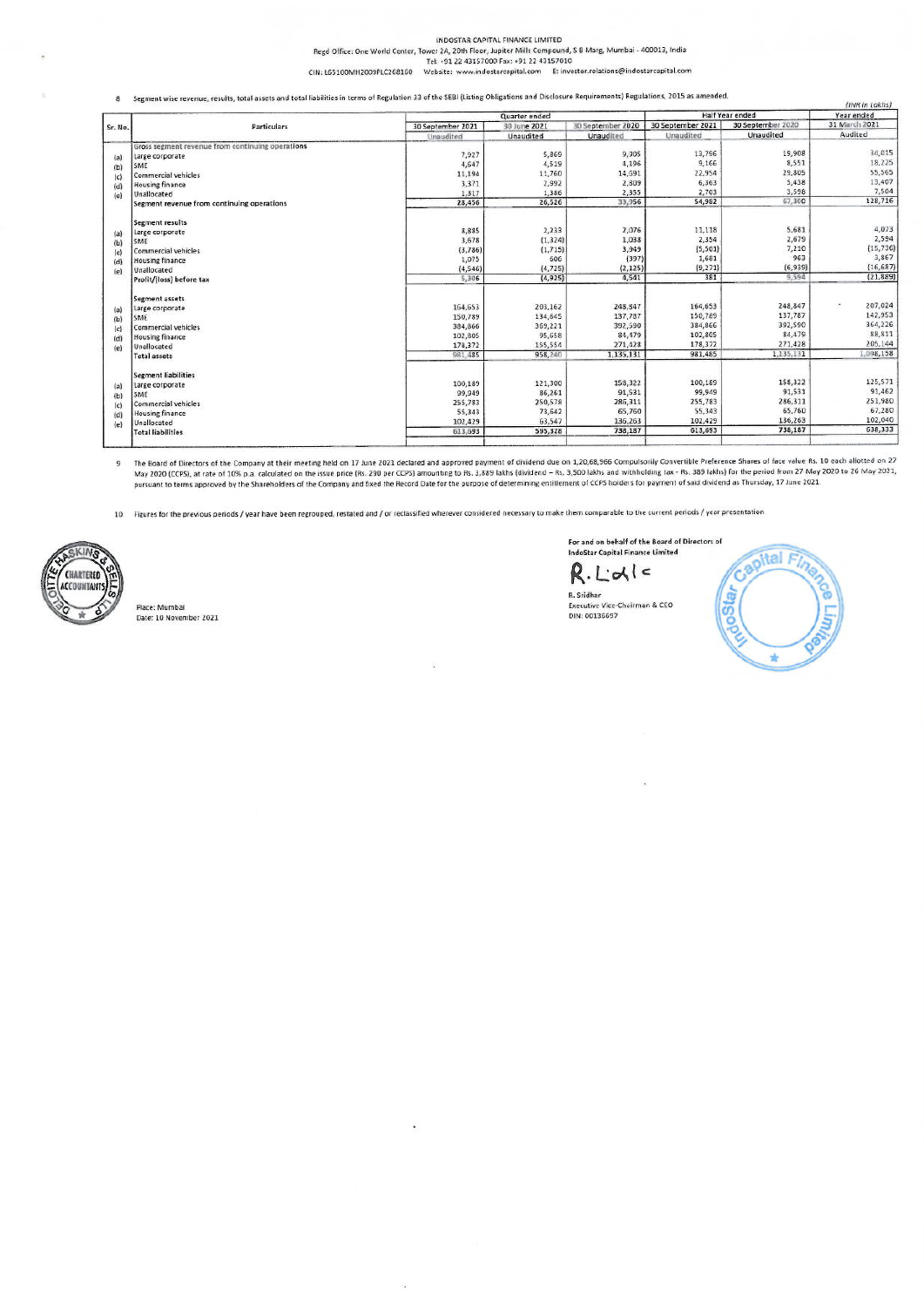INDOSTAR CAPITAL FINANCE LIMITED

Regd Office: One World Center, Tower 2A, 20th Floor, Jupiter Mills Compound, S B Marg, Mumbai - 400013, India

Tel: +91 22 43157000 Fax: +91 22 43157010

CIN: L65100MH2009PLC268160 Website: www.indostarcapital.com E: investor.relations@indostarcapital.com

8 Segment wise revenue, results, total assets and total liabilities in terms of Regulation 33 of the SEBI (Listing Obligations and Disclosure Requirements) Regulations, 2015 as amended.

(INR in Lakhs)

| Sr. No. | Particulars | Quarter ended | | | Half Year ended | | Year ended |
|---|---|---|---|---|---|---|---|
| | | 30 September 2021 | 30 June 2021 | 30 September 2020 | 30 September 2021 | 30 September 2020 | 31 March 2021 |
| | | Unaudited | Unaudited | Unaudited | Unaudited | Unaudited | Audited |
| | **Gross segment revenue from continuing operations** | | | | | | |
| (a) | Large corporate | 7,927 | 5,869 | 9,305 | 13,796 | 19,908 | 34,015 |
| (b) | SME | 4,647 | 4,519 | 4,196 | 9,166 | 8,551 | 18,225 |
| (c) | Commercial vehicles | 11,194 | 11,760 | 14,591 | 22,954 | 29,805 | 55,565 |
| (d) | Housing finance | 3,371 | 2,992 | 2,809 | 6,363 | 5,438 | 13,407 |
| (e) | Unallocated | 1,317 | 1,386 | 2,355 | 2,703 | 3,598 | 7,504 |
| | Segment revenue from continuing operations | 28,456 | 26,526 | 33,256 | 54,982 | 67,300 | 128,716 |
| | **Segment results** | | | | | | |
| (a) | Large corporate | 8,885 | 2,233 | 2,076 | 11,118 | 5,681 | 4,073 |
| (b) | SME | 3,678 | (1,324) | 1,038 | 2,354 | 2,679 | 2,594 |
| (c) | Commercial vehicles | (3,786) | (1,715) | 3,949 | (5,501) | 7,210 | (15,736) |
| (d) | Housing finance | 1,075 | 606 | (397) | 1,681 | 963 | 3,867 |
| (e) | Unallocated | (4,546) | (4,725) | (2,125) | (9,271) | (6,939) | (16,687) |
| | Profit/(loss) before tax | 5,306 | (4,925) | 4,541 | 381 | 9,594 | (21,889) |
| | **Segment assets** | | | | | | |
| (a) | Large corporate | 164,653 | 203,162 | 248,847 | 164,653 | 248,847 | 207,024 |
| (b) | SME | 150,789 | 134,645 | 137,787 | 150,789 | 137,787 | 142,953 |
| (c) | Commercial vehicles | 384,866 | 369,221 | 392,590 | 384,866 | 392,590 | 364,226 |
| (d) | Housing finance | 102,805 | 95,658 | 84,479 | 102,805 | 84,479 | 88,811 |
| (e) | Unallocated | 178,372 | 155,554 | 271,428 | 178,372 | 271,428 | 205,144 |
| | Total assets | 981,485 | 958,240 | 1,135,131 | 981,485 | 1,135,131 | 1,008,158 |
| | **Segment liabilities** | | | | | | |
| (a) | Large corporate | 100,189 | 121,300 | 158,322 | 100,189 | 158,322 | 125,571 |
| (b) | SME | 99,949 | 86,261 | 91,531 | 99,949 | 91,531 | 91,462 |
| (c) | Commercial vehicles | 255,783 | 250,578 | 286,311 | 255,783 | 286,311 | 251,980 |
| (d) | Housing finance | 55,343 | 73,642 | 65,760 | 55,343 | 65,760 | 67,280 |
| (e) | Unallocated | 102,429 | 63,547 | 136,263 | 102,429 | 136,263 | 102,040 |
| | Total liabilities | 613,693 | 595,328 | 738,187 | 613,693 | 738,187 | 638,333 |

9 The Board of Directors of the Company at their meeting held on 17 June 2021 declared and approved payment of dividend due on 1,20,68,966 Compulsorily Convertible Preference Shares of face value Rs. 10 each allotted on 27 May 2020 (CCPS), at rate of 10% p.a. calculated on the issue price (Rs. 290 per CCPS) amounting to Rs. 3,889 lakhs (dividend – Rs. 3,500 lakhs and withholding tax - Rs. 389 lakhs) for the period from 27 May 2020 to 26 May 2021, pursuant to terms approved by the Shareholders of the Company and fixed the Record Date for the purpose of determining entitlement of CCPS holders for payment of said dividend as Thursday, 17 June 2021

10 Figures for the previous periods / year have been regrouped, restated and / or reclassified wherever considered necessary to make them comparable to the current periods / year presentation

Place: Mumbai
Date: 10 November 2021

For and on behalf of the Board of Directors of
IndoStar Capital Finance Limited

R. Sridhar
Executive Vice-Chairman & CEO
DIN: 00136697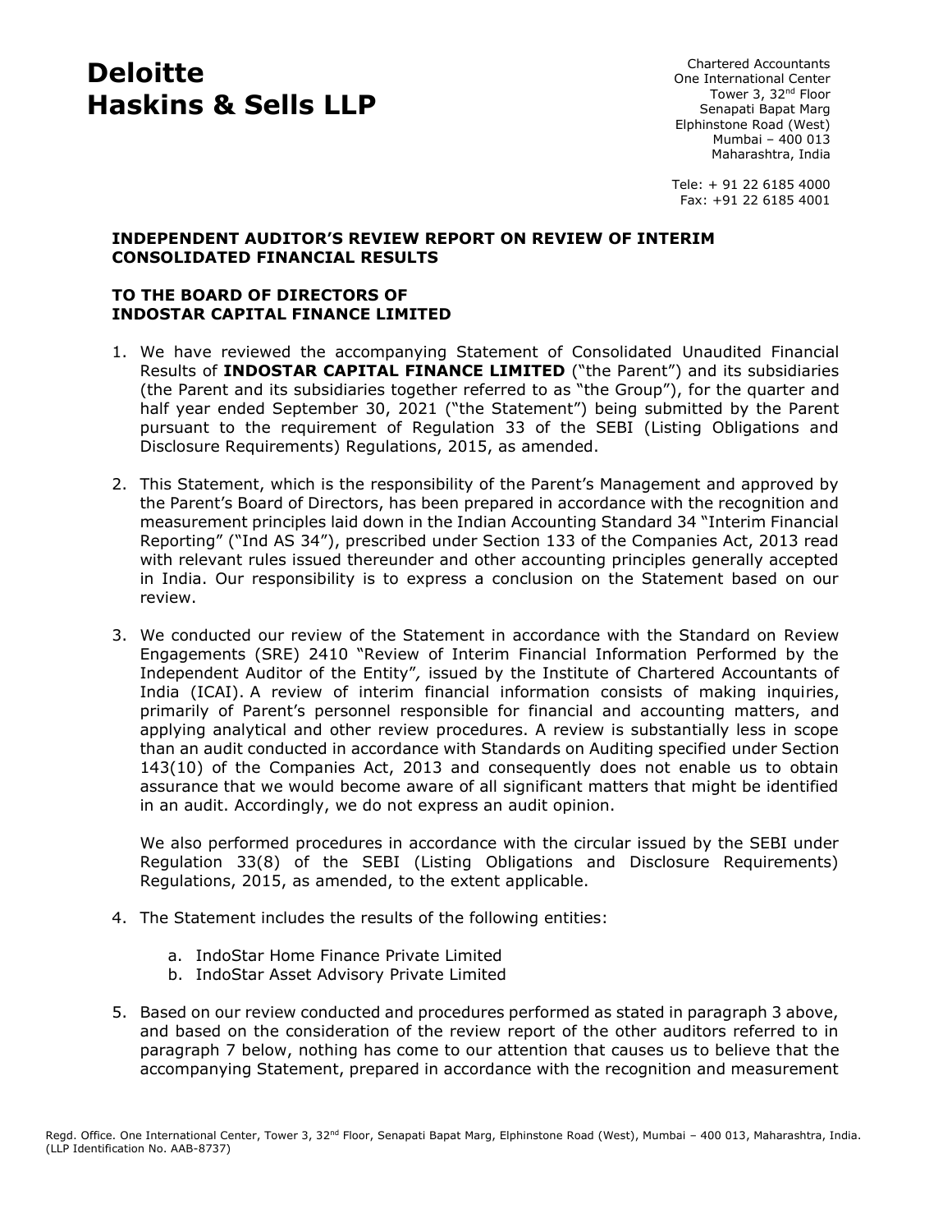# Deloitte Haskins & Sells LLP

Chartered Accountants
One International Center
Tower 3, 32nd Floor
Senapati Bapat Marg
Elphinstone Road (West)
Mumbai – 400 013
Maharashtra, India

Tele: + 91 22 6185 4000
Fax: +91 22 6185 4001

**INDEPENDENT AUDITOR'S REVIEW REPORT ON REVIEW OF INTERIM CONSOLIDATED FINANCIAL RESULTS**

**TO THE BOARD OF DIRECTORS OF INDOSTAR CAPITAL FINANCE LIMITED**

1. We have reviewed the accompanying Statement of Consolidated Unaudited Financial Results of **INDOSTAR CAPITAL FINANCE LIMITED** ("the Parent") and its subsidiaries (the Parent and its subsidiaries together referred to as "the Group"), for the quarter and half year ended September 30, 2021 ("the Statement") being submitted by the Parent pursuant to the requirement of Regulation 33 of the SEBI (Listing Obligations and Disclosure Requirements) Regulations, 2015, as amended.

2. This Statement, which is the responsibility of the Parent's Management and approved by the Parent's Board of Directors, has been prepared in accordance with the recognition and measurement principles laid down in the Indian Accounting Standard 34 "Interim Financial Reporting" ("Ind AS 34"), prescribed under Section 133 of the Companies Act, 2013 read with relevant rules issued thereunder and other accounting principles generally accepted in India. Our responsibility is to express a conclusion on the Statement based on our review.

3. We conducted our review of the Statement in accordance with the Standard on Review Engagements (SRE) 2410 "Review of Interim Financial Information Performed by the Independent Auditor of the Entity", issued by the Institute of Chartered Accountants of India (ICAI). A review of interim financial information consists of making inquiries, primarily of Parent's personnel responsible for financial and accounting matters, and applying analytical and other review procedures. A review is substantially less in scope than an audit conducted in accordance with Standards on Auditing specified under Section 143(10) of the Companies Act, 2013 and consequently does not enable us to obtain assurance that we would become aware of all significant matters that might be identified in an audit. Accordingly, we do not express an audit opinion.

   We also performed procedures in accordance with the circular issued by the SEBI under Regulation 33(8) of the SEBI (Listing Obligations and Disclosure Requirements) Regulations, 2015, as amended, to the extent applicable.

4. The Statement includes the results of the following entities:

   a. IndoStar Home Finance Private Limited
   b. IndoStar Asset Advisory Private Limited

5. Based on our review conducted and procedures performed as stated in paragraph 3 above, and based on the consideration of the review report of the other auditors referred to in paragraph 7 below, nothing has come to our attention that causes us to believe that the accompanying Statement, prepared in accordance with the recognition and measurement

Regd. Office. One International Center, Tower 3, 32nd Floor, Senapati Bapat Marg, Elphinstone Road (West), Mumbai – 400 013, Maharashtra, India.
(LLP Identification No. AAB-8737)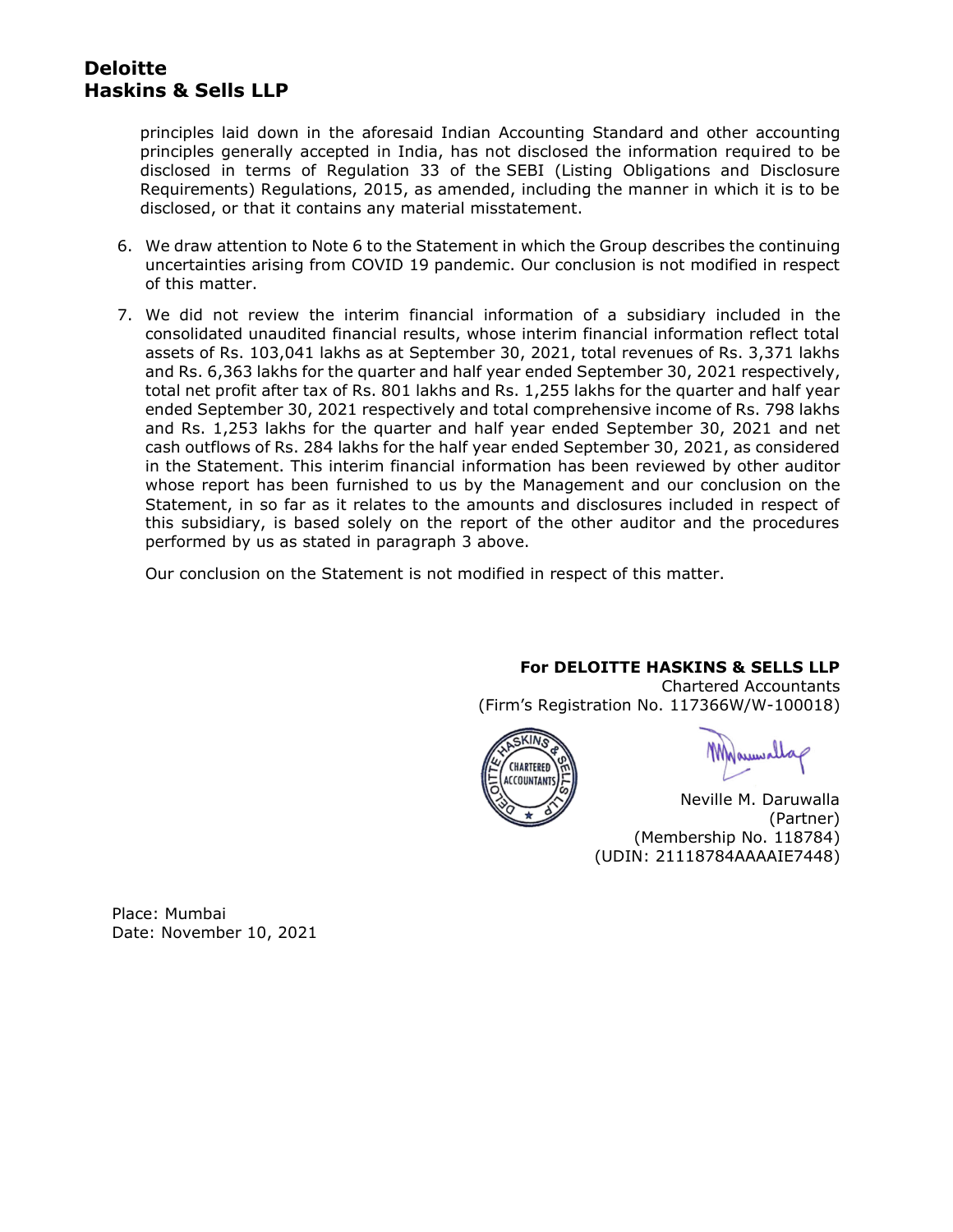principles laid down in the aforesaid Indian Accounting Standard and other accounting principles generally accepted in India, has not disclosed the information required to be disclosed in terms of Regulation 33 of the SEBI (Listing Obligations and Disclosure Requirements) Regulations, 2015, as amended, including the manner in which it is to be disclosed, or that it contains any material misstatement.

6. We draw attention to Note 6 to the Statement in which the Group describes the continuing uncertainties arising from COVID 19 pandemic. Our conclusion is not modified in respect of this matter.

7. We did not review the interim financial information of a subsidiary included in the consolidated unaudited financial results, whose interim financial information reflect total assets of Rs. 103,041 lakhs as at September 30, 2021, total revenues of Rs. 3,371 lakhs and Rs. 6,363 lakhs for the quarter and half year ended September 30, 2021 respectively, total net profit after tax of Rs. 801 lakhs and Rs. 1,255 lakhs for the quarter and half year ended September 30, 2021 respectively and total comprehensive income of Rs. 798 lakhs and Rs. 1,253 lakhs for the quarter and half year ended September 30, 2021 and net cash outflows of Rs. 284 lakhs for the half year ended September 30, 2021, as considered in the Statement. This interim financial information has been reviewed by other auditor whose report has been furnished to us by the Management and our conclusion on the Statement, in so far as it relates to the amounts and disclosures included in respect of this subsidiary, is based solely on the report of the other auditor and the procedures performed by us as stated in paragraph 3 above.

   Our conclusion on the Statement is not modified in respect of this matter.

**For DELOITTE HASKINS & SELLS LLP**
Chartered Accountants
(Firm's Registration No. 117366W/W-100018)

Neville M. Daruwalla
(Partner)
(Membership No. 118784)
(UDIN: 21118784AAAAIE7448)

Place: Mumbai
Date: November 10, 2021